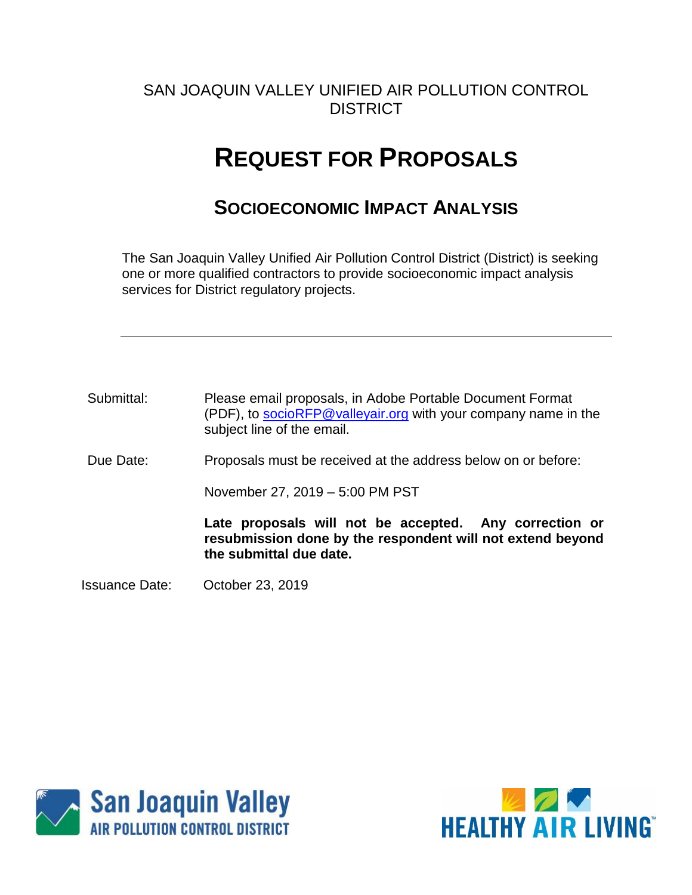SAN JOAQUIN VALLEY UNIFIED AIR POLLUTION CONTROL DISTRICT

# REQUEST FOR PROPOSALS

## SOCIOECONOMIC IMPACT ANALYSIS

The San Joaquin Valley Unified Air Pollution Control District (District) is seeking one or more qualified contractors to provide socioeconomic impact analysis services for District regulatory projects.

---

Submittal: Please email proposals, in Adobe Portable Document Format (PDF), to socioRFP@valleyair.org with your company name in the subject line of the email.

Due Date: Proposals must be received at the address below on or before:

November 27, 2019 – 5:00 PM PST

**Late proposals will not be accepted. Any correction or resubmission done by the respondent will not extend beyond the submittal due date.**

Issuance Date: October 23, 2019

San Joaquin Valley AIR POLLUTION CONTROL DISTRICT

HEALTHY AIR LIVING™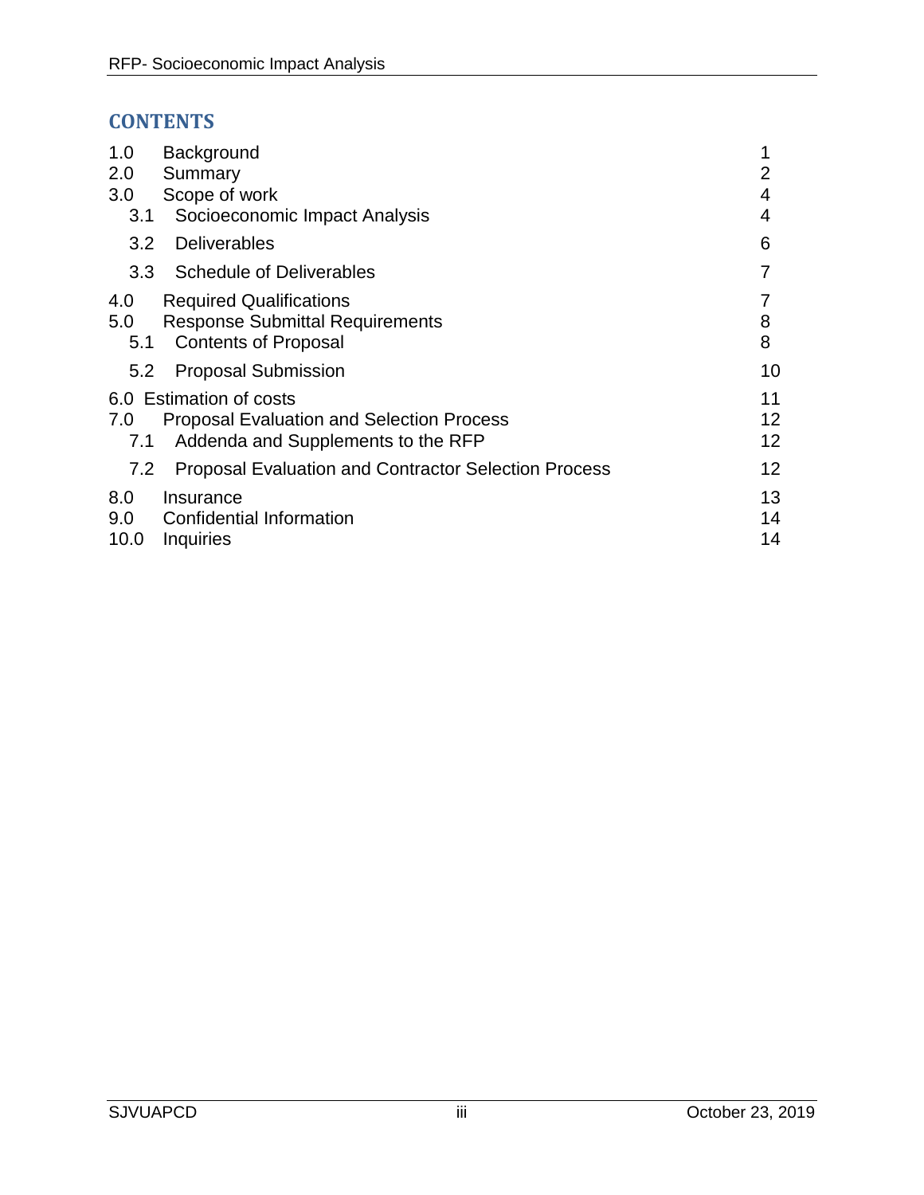## CONTENTS

| | | |
|---|---|---|
| 1.0 | Background | 1 |
| 2.0 | Summary | 2 |
| 3.0 | Scope of work | 4 |
| 3.1 | Socioeconomic Impact Analysis | 4 |
| 3.2 | Deliverables | 6 |
| 3.3 | Schedule of Deliverables | 7 |
| 4.0 | Required Qualifications | 7 |
| 5.0 | Response Submittal Requirements | 8 |
| 5.1 | Contents of Proposal | 8 |
| 5.2 | Proposal Submission | 10 |
| 6.0 | Estimation of costs | 11 |
| 7.0 | Proposal Evaluation and Selection Process | 12 |
| 7.1 | Addenda and Supplements to the RFP | 12 |
| 7.2 | Proposal Evaluation and Contractor Selection Process | 12 |
| 8.0 | Insurance | 13 |
| 9.0 | Confidential Information | 14 |
| 10.0 | Inquiries | 14 |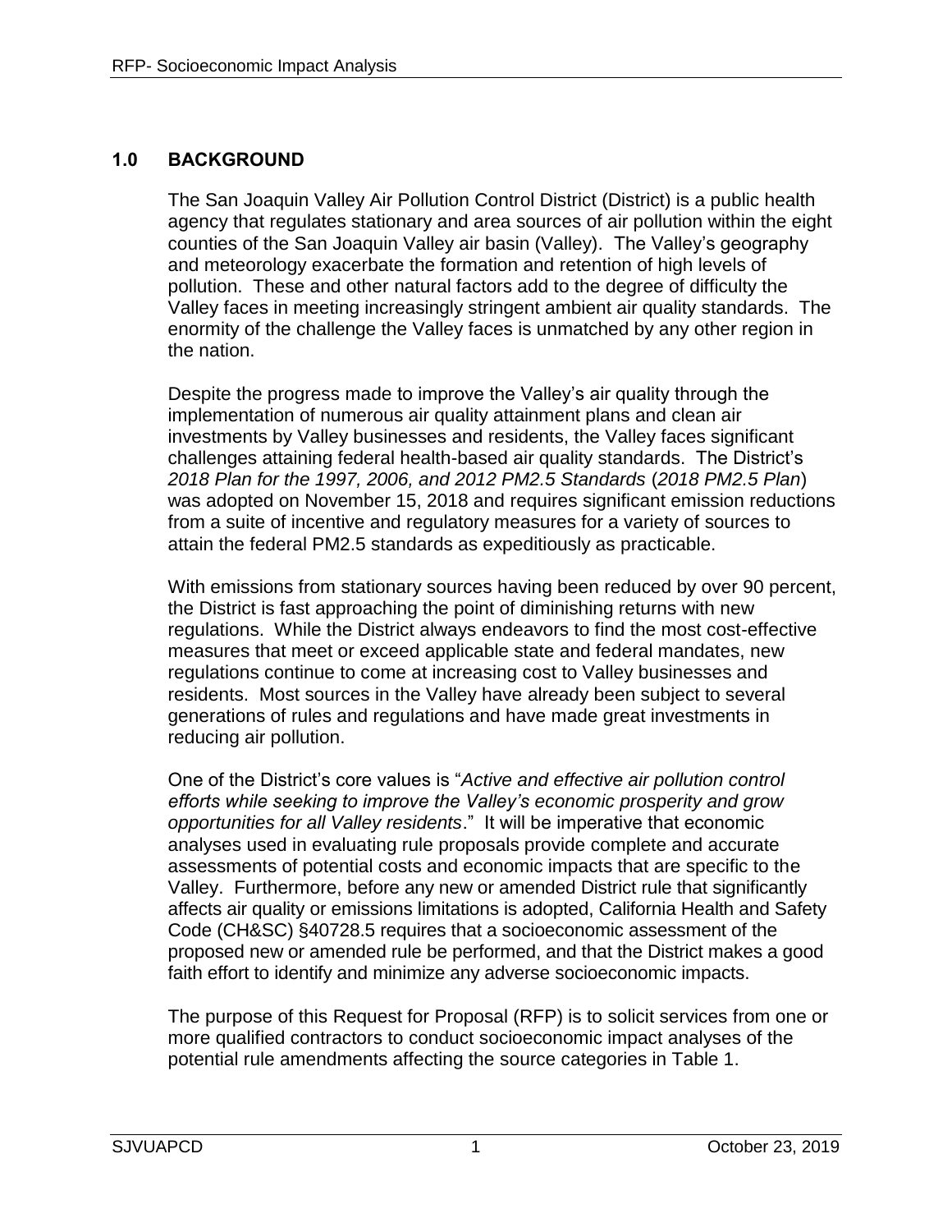## 1.0 BACKGROUND

The San Joaquin Valley Air Pollution Control District (District) is a public health agency that regulates stationary and area sources of air pollution within the eight counties of the San Joaquin Valley air basin (Valley). The Valley's geography and meteorology exacerbate the formation and retention of high levels of pollution. These and other natural factors add to the degree of difficulty the Valley faces in meeting increasingly stringent ambient air quality standards. The enormity of the challenge the Valley faces is unmatched by any other region in the nation.

Despite the progress made to improve the Valley's air quality through the implementation of numerous air quality attainment plans and clean air investments by Valley businesses and residents, the Valley faces significant challenges attaining federal health-based air quality standards. The District's *2018 Plan for the 1997, 2006, and 2012 PM2.5 Standards* (*2018 PM2.5 Plan*) was adopted on November 15, 2018 and requires significant emission reductions from a suite of incentive and regulatory measures for a variety of sources to attain the federal PM2.5 standards as expeditiously as practicable.

With emissions from stationary sources having been reduced by over 90 percent, the District is fast approaching the point of diminishing returns with new regulations. While the District always endeavors to find the most cost-effective measures that meet or exceed applicable state and federal mandates, new regulations continue to come at increasing cost to Valley businesses and residents. Most sources in the Valley have already been subject to several generations of rules and regulations and have made great investments in reducing air pollution.

One of the District's core values is "*Active and effective air pollution control efforts while seeking to improve the Valley's economic prosperity and grow opportunities for all Valley residents*." It will be imperative that economic analyses used in evaluating rule proposals provide complete and accurate assessments of potential costs and economic impacts that are specific to the Valley. Furthermore, before any new or amended District rule that significantly affects air quality or emissions limitations is adopted, California Health and Safety Code (CH&SC) §40728.5 requires that a socioeconomic assessment of the proposed new or amended rule be performed, and that the District makes a good faith effort to identify and minimize any adverse socioeconomic impacts.

The purpose of this Request for Proposal (RFP) is to solicit services from one or more qualified contractors to conduct socioeconomic impact analyses of the potential rule amendments affecting the source categories in Table 1.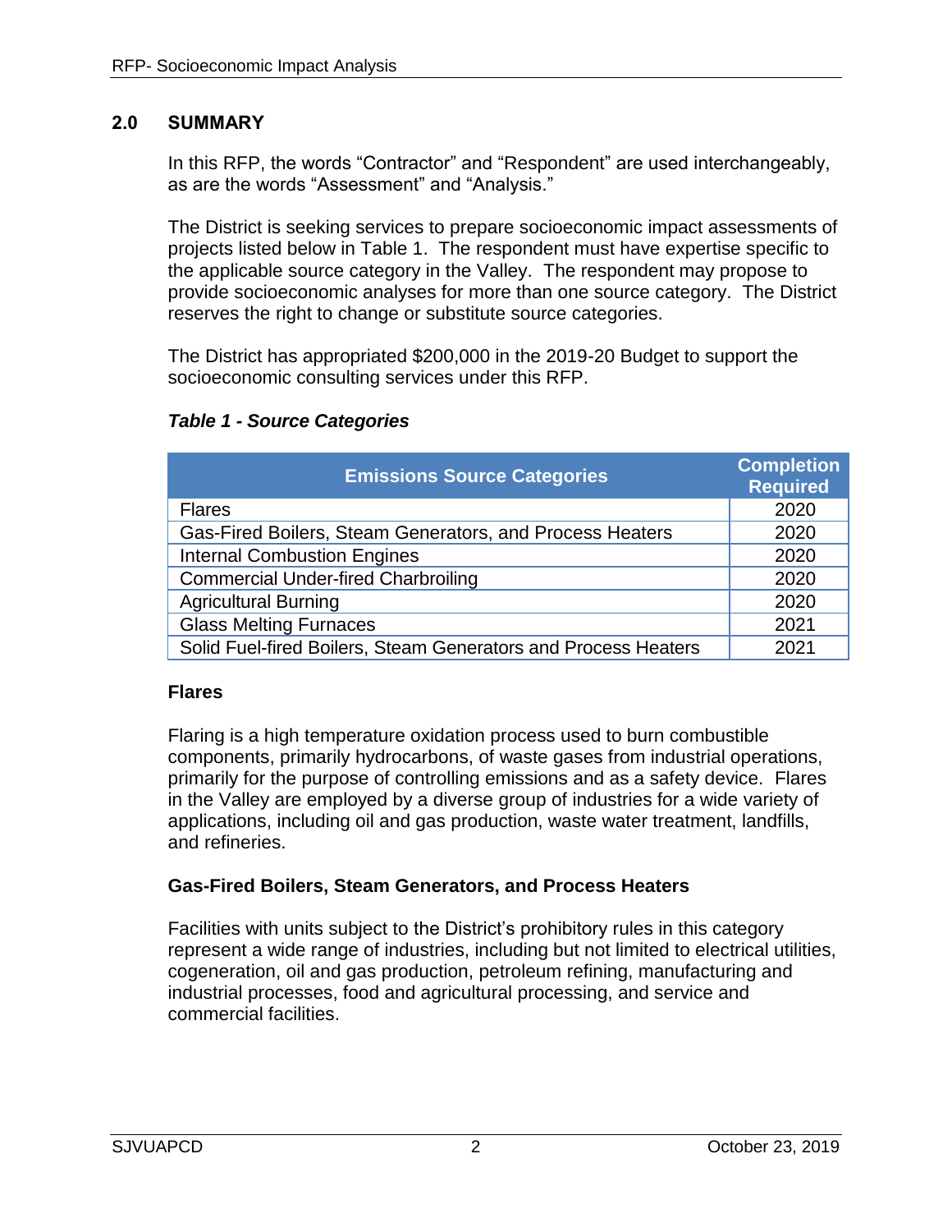## 2.0 SUMMARY

In this RFP, the words “Contractor” and “Respondent” are used interchangeably, as are the words “Assessment” and “Analysis.”

The District is seeking services to prepare socioeconomic impact assessments of projects listed below in Table 1. The respondent must have expertise specific to the applicable source category in the Valley. The respondent may propose to provide socioeconomic analyses for more than one source category. The District reserves the right to change or substitute source categories.

The District has appropriated $200,000 in the 2019-20 Budget to support the socioeconomic consulting services under this RFP.

***Table 1 - Source Categories***

| Emissions Source Categories | Completion Required |
|---|---|
| Flares | 2020 |
| Gas-Fired Boilers, Steam Generators, and Process Heaters | 2020 |
| Internal Combustion Engines | 2020 |
| Commercial Under-fired Charbroiling | 2020 |
| Agricultural Burning | 2020 |
| Glass Melting Furnaces | 2021 |
| Solid Fuel-fired Boilers, Steam Generators and Process Heaters | 2021 |

### Flares

Flaring is a high temperature oxidation process used to burn combustible components, primarily hydrocarbons, of waste gases from industrial operations, primarily for the purpose of controlling emissions and as a safety device. Flares in the Valley are employed by a diverse group of industries for a wide variety of applications, including oil and gas production, waste water treatment, landfills, and refineries.

### Gas-Fired Boilers, Steam Generators, and Process Heaters

Facilities with units subject to the District’s prohibitory rules in this category represent a wide range of industries, including but not limited to electrical utilities, cogeneration, oil and gas production, petroleum refining, manufacturing and industrial processes, food and agricultural processing, and service and commercial facilities.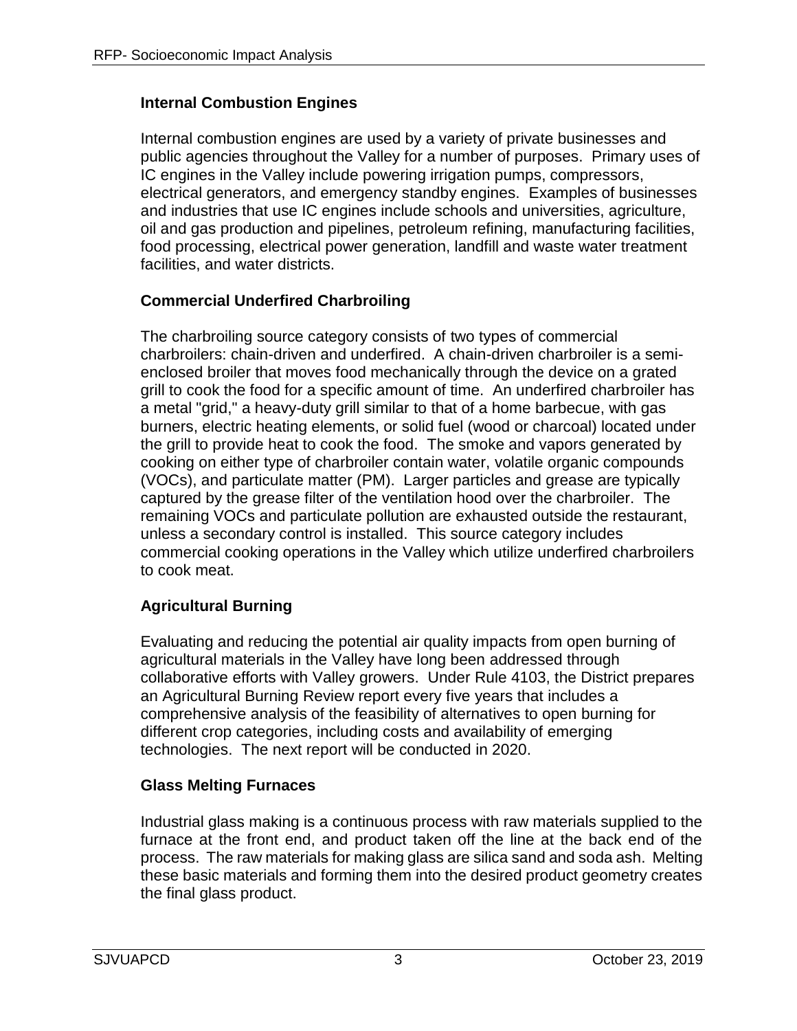### Internal Combustion Engines

Internal combustion engines are used by a variety of private businesses and public agencies throughout the Valley for a number of purposes. Primary uses of IC engines in the Valley include powering irrigation pumps, compressors, electrical generators, and emergency standby engines. Examples of businesses and industries that use IC engines include schools and universities, agriculture, oil and gas production and pipelines, petroleum refining, manufacturing facilities, food processing, electrical power generation, landfill and waste water treatment facilities, and water districts.

### Commercial Underfired Charbroiling

The charbroiling source category consists of two types of commercial charbroilers: chain-driven and underfired. A chain-driven charbroiler is a semi-enclosed broiler that moves food mechanically through the device on a grated grill to cook the food for a specific amount of time. An underfired charbroiler has a metal "grid," a heavy-duty grill similar to that of a home barbecue, with gas burners, electric heating elements, or solid fuel (wood or charcoal) located under the grill to provide heat to cook the food. The smoke and vapors generated by cooking on either type of charbroiler contain water, volatile organic compounds (VOCs), and particulate matter (PM). Larger particles and grease are typically captured by the grease filter of the ventilation hood over the charbroiler. The remaining VOCs and particulate pollution are exhausted outside the restaurant, unless a secondary control is installed. This source category includes commercial cooking operations in the Valley which utilize underfired charbroilers to cook meat.

### Agricultural Burning

Evaluating and reducing the potential air quality impacts from open burning of agricultural materials in the Valley have long been addressed through collaborative efforts with Valley growers. Under Rule 4103, the District prepares an Agricultural Burning Review report every five years that includes a comprehensive analysis of the feasibility of alternatives to open burning for different crop categories, including costs and availability of emerging technologies. The next report will be conducted in 2020.

### Glass Melting Furnaces

Industrial glass making is a continuous process with raw materials supplied to the furnace at the front end, and product taken off the line at the back end of the process. The raw materials for making glass are silica sand and soda ash. Melting these basic materials and forming them into the desired product geometry creates the final glass product.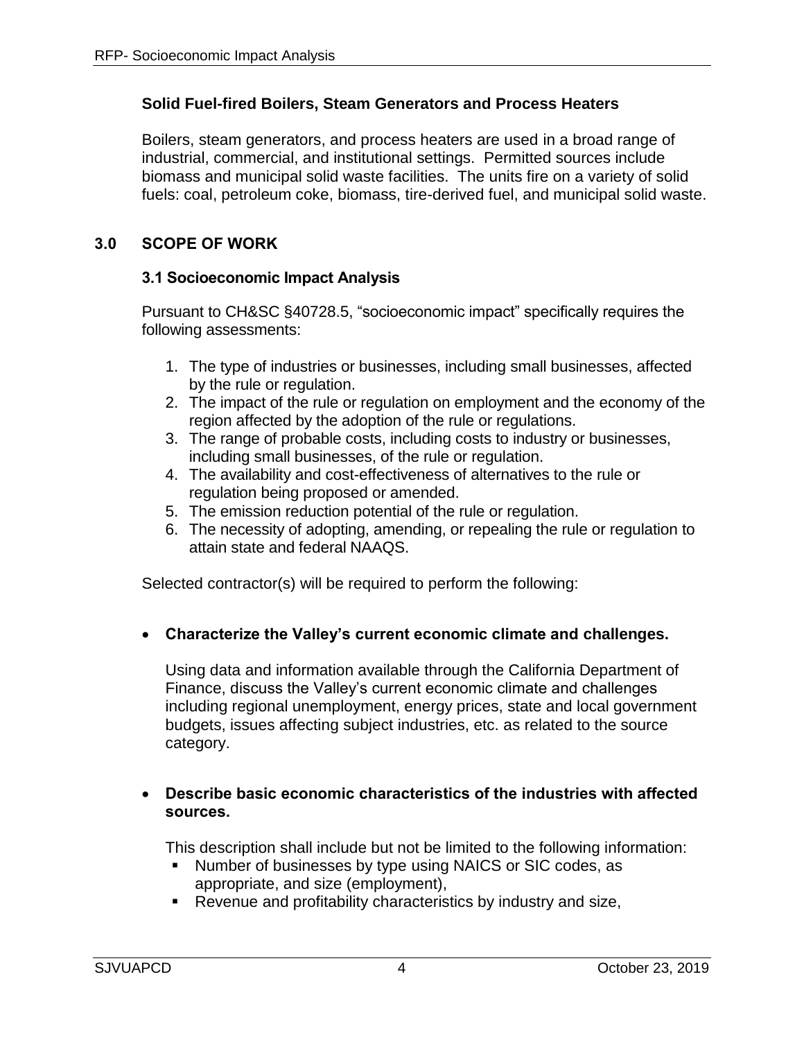### Solid Fuel-fired Boilers, Steam Generators and Process Heaters

Boilers, steam generators, and process heaters are used in a broad range of industrial, commercial, and institutional settings. Permitted sources include biomass and municipal solid waste facilities. The units fire on a variety of solid fuels: coal, petroleum coke, biomass, tire-derived fuel, and municipal solid waste.

## 3.0 SCOPE OF WORK

### 3.1 Socioeconomic Impact Analysis

Pursuant to CH&SC §40728.5, "socioeconomic impact" specifically requires the following assessments:

1. The type of industries or businesses, including small businesses, affected by the rule or regulation.
2. The impact of the rule or regulation on employment and the economy of the region affected by the adoption of the rule or regulations.
3. The range of probable costs, including costs to industry or businesses, including small businesses, of the rule or regulation.
4. The availability and cost-effectiveness of alternatives to the rule or regulation being proposed or amended.
5. The emission reduction potential of the rule or regulation.
6. The necessity of adopting, amending, or repealing the rule or regulation to attain state and federal NAAQS.

Selected contractor(s) will be required to perform the following:

- **Characterize the Valley's current economic climate and challenges.**

  Using data and information available through the California Department of Finance, discuss the Valley's current economic climate and challenges including regional unemployment, energy prices, state and local government budgets, issues affecting subject industries, etc. as related to the source category.

- **Describe basic economic characteristics of the industries with affected sources.**

  This description shall include but not be limited to the following information:
  - Number of businesses by type using NAICS or SIC codes, as appropriate, and size (employment),
  - Revenue and profitability characteristics by industry and size,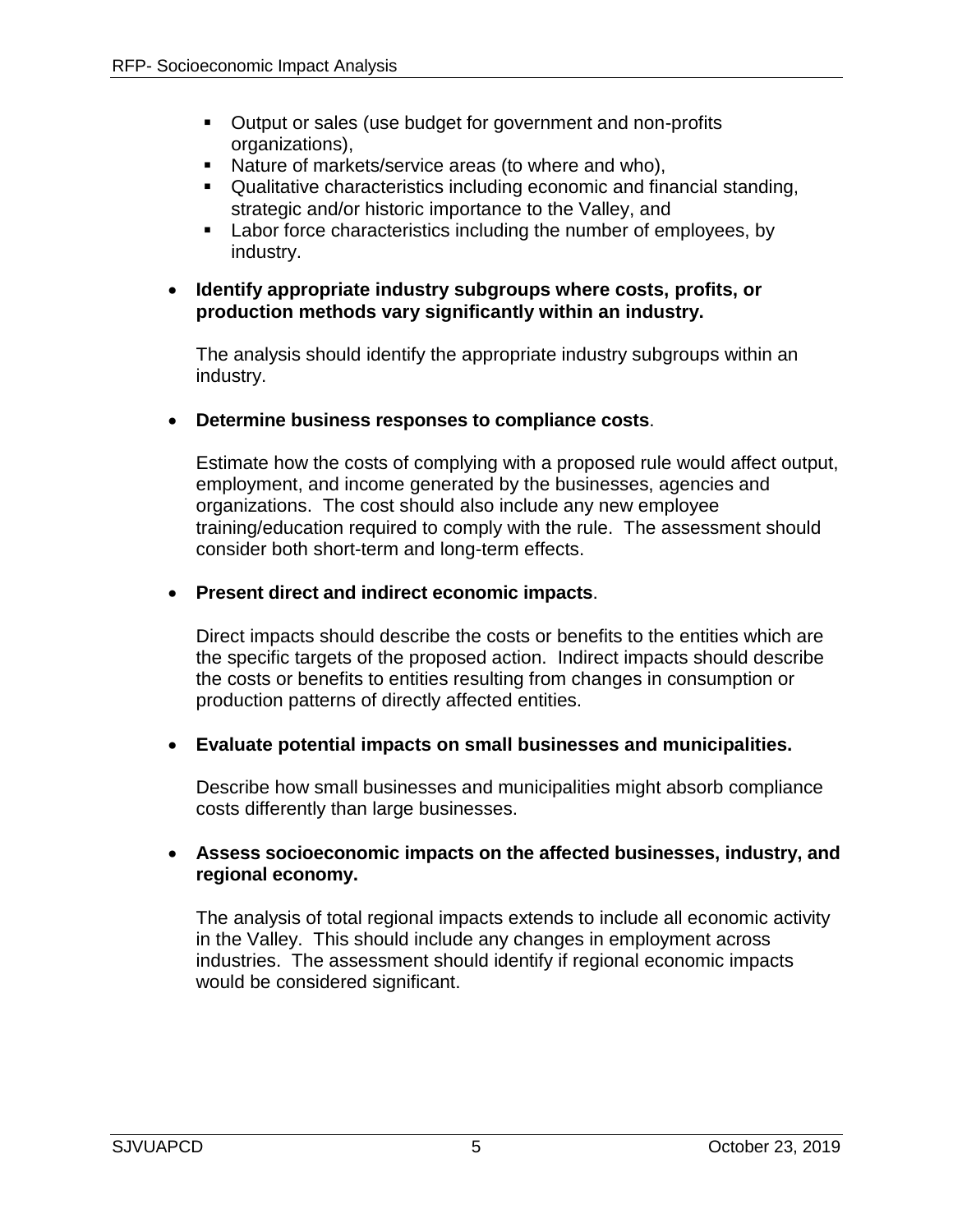- Output or sales (use budget for government and non-profits organizations),
   - Nature of markets/service areas (to where and who),
   - Qualitative characteristics including economic and financial standing, strategic and/or historic importance to the Valley, and
   - Labor force characteristics including the number of employees, by industry.

- **Identify appropriate industry subgroups where costs, profits, or production methods vary significantly within an industry.**

  The analysis should identify the appropriate industry subgroups within an industry.

- **Determine business responses to compliance costs**.

  Estimate how the costs of complying with a proposed rule would affect output, employment, and income generated by the businesses, agencies and organizations. The cost should also include any new employee training/education required to comply with the rule. The assessment should consider both short-term and long-term effects.

- **Present direct and indirect economic impacts**.

  Direct impacts should describe the costs or benefits to the entities which are the specific targets of the proposed action. Indirect impacts should describe the costs or benefits to entities resulting from changes in consumption or production patterns of directly affected entities.

- **Evaluate potential impacts on small businesses and municipalities.**

  Describe how small businesses and municipalities might absorb compliance costs differently than large businesses.

- **Assess socioeconomic impacts on the affected businesses, industry, and regional economy.**

  The analysis of total regional impacts extends to include all economic activity in the Valley. This should include any changes in employment across industries. The assessment should identify if regional economic impacts would be considered significant.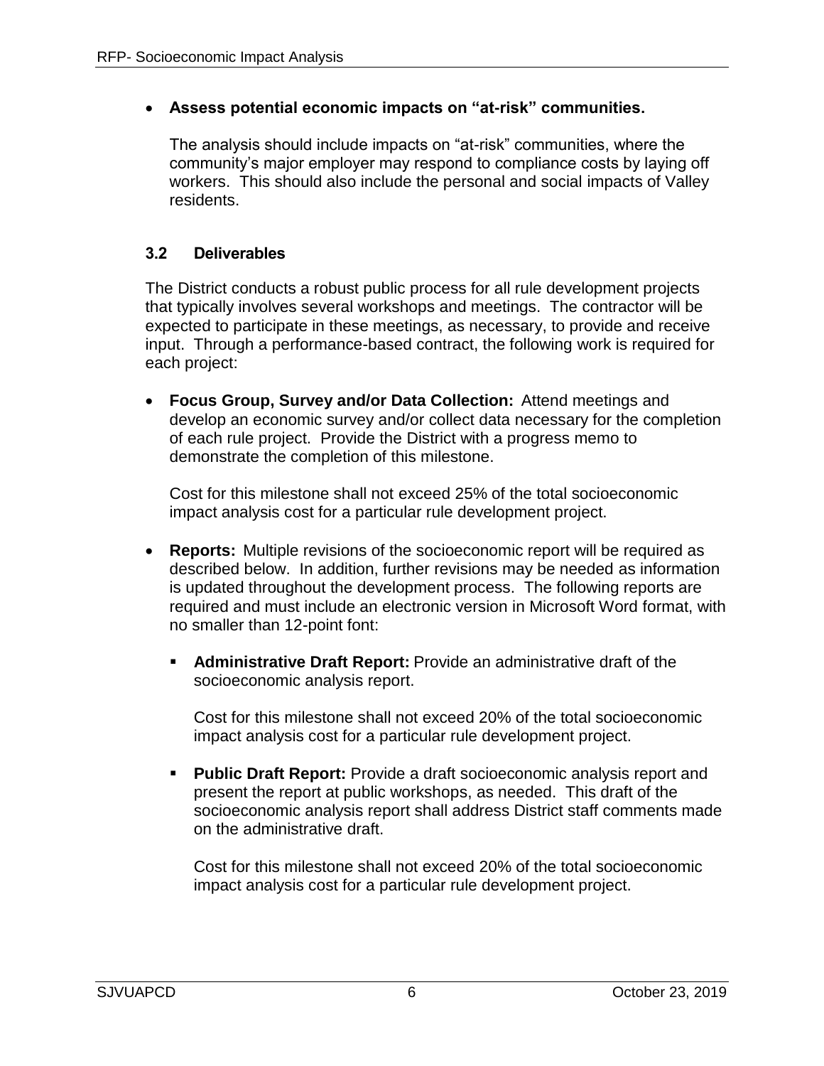- **Assess potential economic impacts on "at-risk" communities.**

  The analysis should include impacts on "at-risk" communities, where the community's major employer may respond to compliance costs by laying off workers. This should also include the personal and social impacts of Valley residents.

### 3.2 Deliverables

The District conducts a robust public process for all rule development projects that typically involves several workshops and meetings. The contractor will be expected to participate in these meetings, as necessary, to provide and receive input. Through a performance-based contract, the following work is required for each project:

- **Focus Group, Survey and/or Data Collection:** Attend meetings and develop an economic survey and/or collect data necessary for the completion of each rule project. Provide the District with a progress memo to demonstrate the completion of this milestone.

  Cost for this milestone shall not exceed 25% of the total socioeconomic impact analysis cost for a particular rule development project.

- **Reports:** Multiple revisions of the socioeconomic report will be required as described below. In addition, further revisions may be needed as information is updated throughout the development process. The following reports are required and must include an electronic version in Microsoft Word format, with no smaller than 12-point font:

  - **Administrative Draft Report:** Provide an administrative draft of the socioeconomic analysis report.

    Cost for this milestone shall not exceed 20% of the total socioeconomic impact analysis cost for a particular rule development project.

  - **Public Draft Report:** Provide a draft socioeconomic analysis report and present the report at public workshops, as needed. This draft of the socioeconomic analysis report shall address District staff comments made on the administrative draft.

    Cost for this milestone shall not exceed 20% of the total socioeconomic impact analysis cost for a particular rule development project.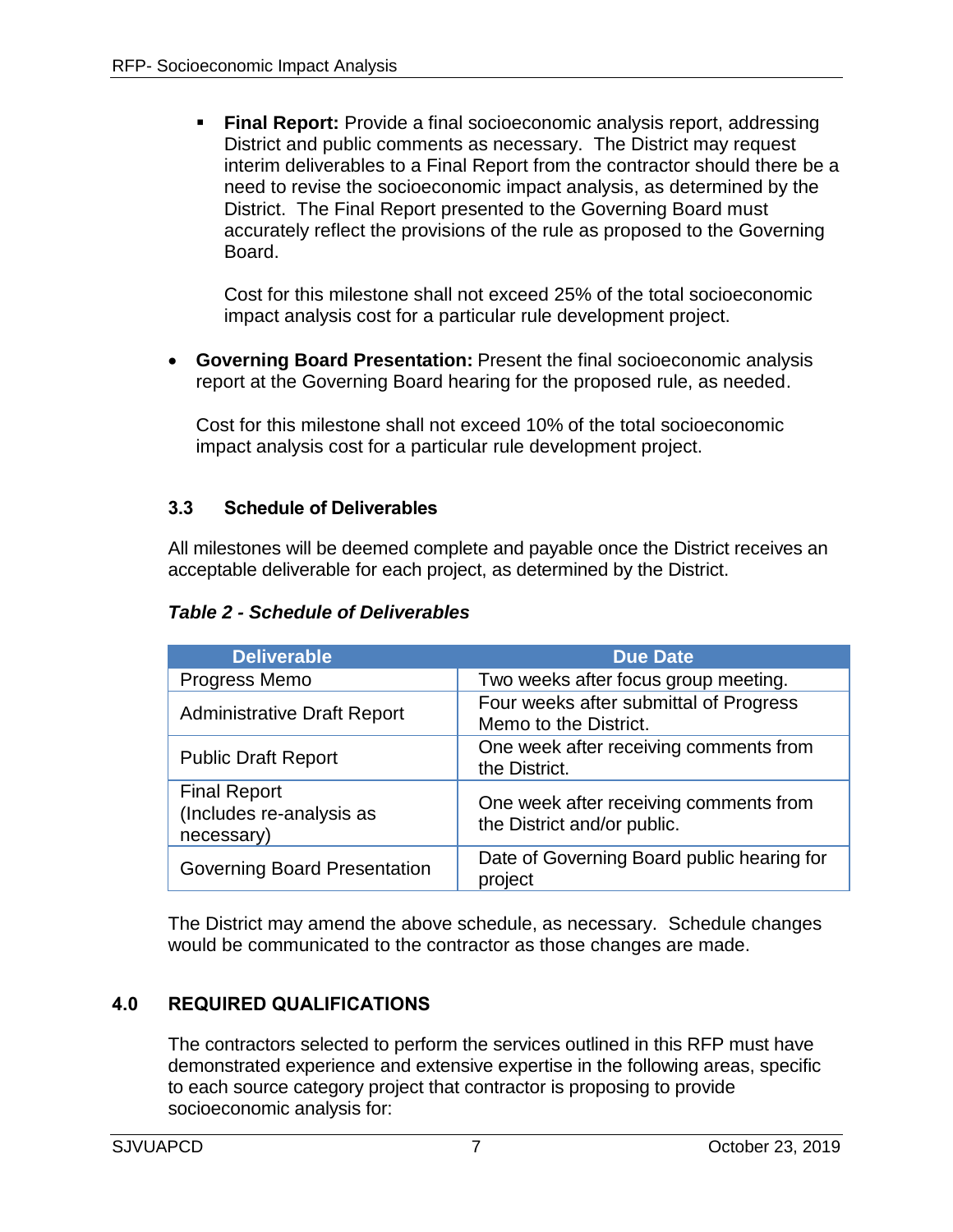- **Final Report:** Provide a final socioeconomic analysis report, addressing District and public comments as necessary. The District may request interim deliverables to a Final Report from the contractor should there be a need to revise the socioeconomic impact analysis, as determined by the District. The Final Report presented to the Governing Board must accurately reflect the provisions of the rule as proposed to the Governing Board.

  Cost for this milestone shall not exceed 25% of the total socioeconomic impact analysis cost for a particular rule development project.

- **Governing Board Presentation:** Present the final socioeconomic analysis report at the Governing Board hearing for the proposed rule, as needed.

  Cost for this milestone shall not exceed 10% of the total socioeconomic impact analysis cost for a particular rule development project.

### 3.3 Schedule of Deliverables

All milestones will be deemed complete and payable once the District receives an acceptable deliverable for each project, as determined by the District.

***Table 2 - Schedule of Deliverables***

| Deliverable | Due Date |
|---|---|
| Progress Memo | Two weeks after focus group meeting. |
| Administrative Draft Report | Four weeks after submittal of Progress Memo to the District. |
| Public Draft Report | One week after receiving comments from the District. |
| Final Report (Includes re-analysis as necessary) | One week after receiving comments from the District and/or public. |
| Governing Board Presentation | Date of Governing Board public hearing for project |

The District may amend the above schedule, as necessary. Schedule changes would be communicated to the contractor as those changes are made.

## 4.0 REQUIRED QUALIFICATIONS

The contractors selected to perform the services outlined in this RFP must have demonstrated experience and extensive expertise in the following areas, specific to each source category project that contractor is proposing to provide socioeconomic analysis for: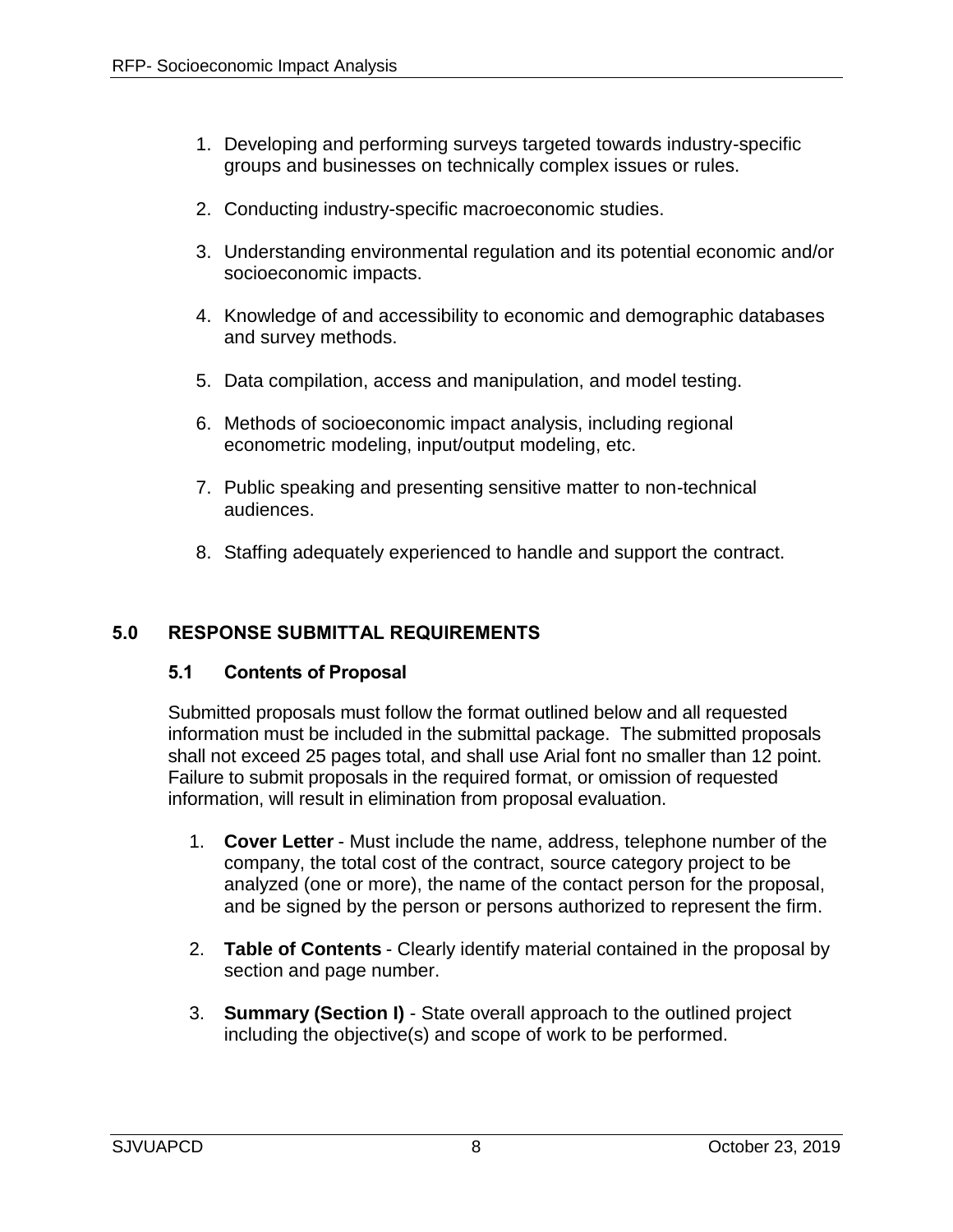1. Developing and performing surveys targeted towards industry-specific groups and businesses on technically complex issues or rules.

2. Conducting industry-specific macroeconomic studies.

3. Understanding environmental regulation and its potential economic and/or socioeconomic impacts.

4. Knowledge of and accessibility to economic and demographic databases and survey methods.

5. Data compilation, access and manipulation, and model testing.

6. Methods of socioeconomic impact analysis, including regional econometric modeling, input/output modeling, etc.

7. Public speaking and presenting sensitive matter to non-technical audiences.

8. Staffing adequately experienced to handle and support the contract.

## 5.0 RESPONSE SUBMITTAL REQUIREMENTS

### 5.1 Contents of Proposal

Submitted proposals must follow the format outlined below and all requested information must be included in the submittal package. The submitted proposals shall not exceed 25 pages total, and shall use Arial font no smaller than 12 point. Failure to submit proposals in the required format, or omission of requested information, will result in elimination from proposal evaluation.

1. **Cover Letter** - Must include the name, address, telephone number of the company, the total cost of the contract, source category project to be analyzed (one or more), the name of the contact person for the proposal, and be signed by the person or persons authorized to represent the firm.

2. **Table of Contents** - Clearly identify material contained in the proposal by section and page number.

3. **Summary (Section I)** - State overall approach to the outlined project including the objective(s) and scope of work to be performed.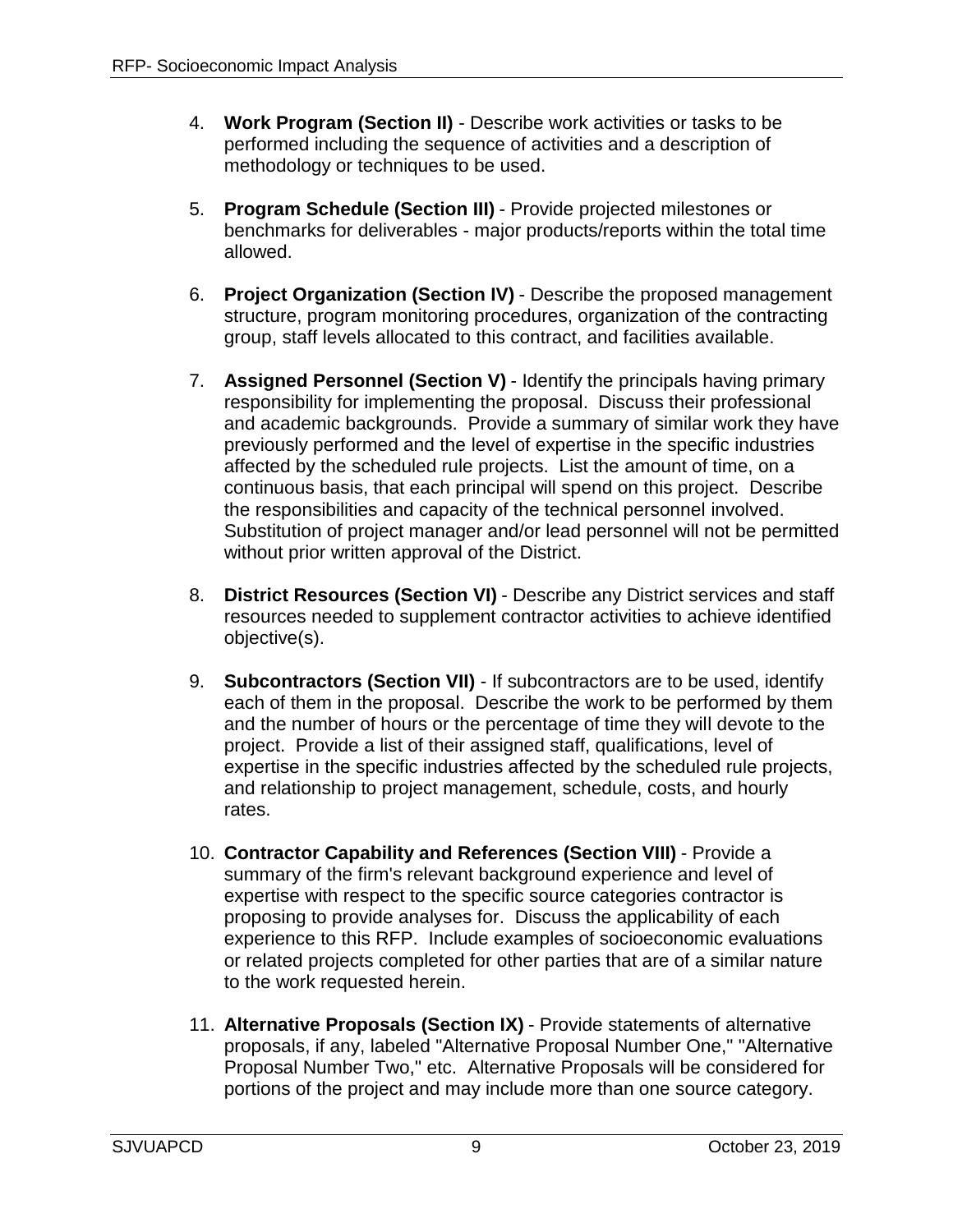4. **Work Program (Section II)** - Describe work activities or tasks to be performed including the sequence of activities and a description of methodology or techniques to be used.

5. **Program Schedule (Section III)** - Provide projected milestones or benchmarks for deliverables - major products/reports within the total time allowed.

6. **Project Organization (Section IV)** - Describe the proposed management structure, program monitoring procedures, organization of the contracting group, staff levels allocated to this contract, and facilities available.

7. **Assigned Personnel (Section V)** - Identify the principals having primary responsibility for implementing the proposal. Discuss their professional and academic backgrounds. Provide a summary of similar work they have previously performed and the level of expertise in the specific industries affected by the scheduled rule projects. List the amount of time, on a continuous basis, that each principal will spend on this project. Describe the responsibilities and capacity of the technical personnel involved. Substitution of project manager and/or lead personnel will not be permitted without prior written approval of the District.

8. **District Resources (Section VI)** - Describe any District services and staff resources needed to supplement contractor activities to achieve identified objective(s).

9. **Subcontractors (Section VII)** - If subcontractors are to be used, identify each of them in the proposal. Describe the work to be performed by them and the number of hours or the percentage of time they will devote to the project. Provide a list of their assigned staff, qualifications, level of expertise in the specific industries affected by the scheduled rule projects, and relationship to project management, schedule, costs, and hourly rates.

10. **Contractor Capability and References (Section VIII)** - Provide a summary of the firm's relevant background experience and level of expertise with respect to the specific source categories contractor is proposing to provide analyses for. Discuss the applicability of each experience to this RFP. Include examples of socioeconomic evaluations or related projects completed for other parties that are of a similar nature to the work requested herein.

11. **Alternative Proposals (Section IX)** - Provide statements of alternative proposals, if any, labeled "Alternative Proposal Number One," "Alternative Proposal Number Two," etc. Alternative Proposals will be considered for portions of the project and may include more than one source category.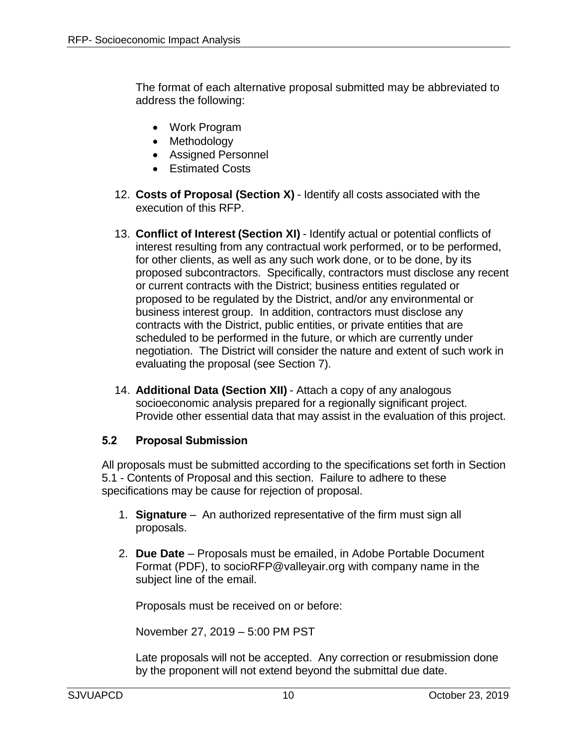The format of each alternative proposal submitted may be abbreviated to address the following:

- Work Program
- Methodology
- Assigned Personnel
- Estimated Costs

12. **Costs of Proposal (Section X)** - Identify all costs associated with the execution of this RFP.

13. **Conflict of Interest (Section XI)** - Identify actual or potential conflicts of interest resulting from any contractual work performed, or to be performed, for other clients, as well as any such work done, or to be done, by its proposed subcontractors. Specifically, contractors must disclose any recent or current contracts with the District; business entities regulated or proposed to be regulated by the District, and/or any environmental or business interest group. In addition, contractors must disclose any contracts with the District, public entities, or private entities that are scheduled to be performed in the future, or which are currently under negotiation. The District will consider the nature and extent of such work in evaluating the proposal (see Section 7).

14. **Additional Data (Section XII)** - Attach a copy of any analogous socioeconomic analysis prepared for a regionally significant project. Provide other essential data that may assist in the evaluation of this project.

### 5.2 Proposal Submission

All proposals must be submitted according to the specifications set forth in Section 5.1 - Contents of Proposal and this section. Failure to adhere to these specifications may be cause for rejection of proposal.

1. **Signature** – An authorized representative of the firm must sign all proposals.

2. **Due Date** – Proposals must be emailed, in Adobe Portable Document Format (PDF), to socioRFP@valleyair.org with company name in the subject line of the email.

   Proposals must be received on or before:

   November 27, 2019 – 5:00 PM PST

   Late proposals will not be accepted. Any correction or resubmission done by the proponent will not extend beyond the submittal due date.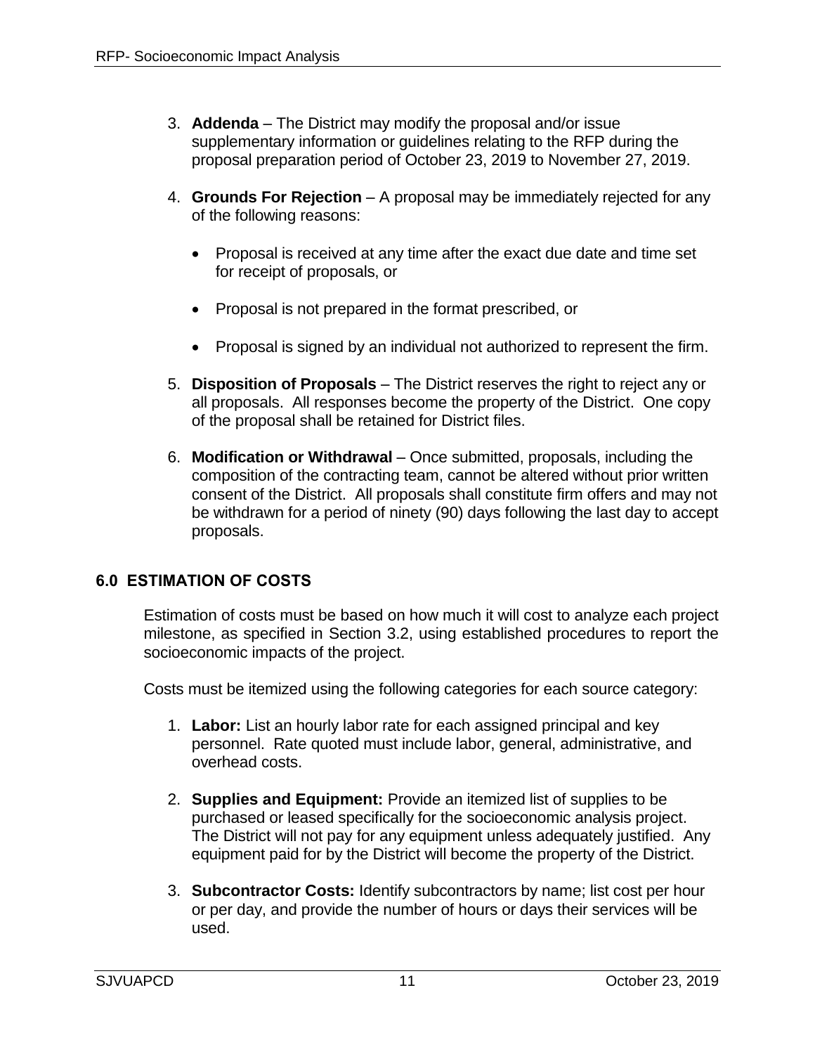3. **Addenda** – The District may modify the proposal and/or issue supplementary information or guidelines relating to the RFP during the proposal preparation period of October 23, 2019 to November 27, 2019.

4. **Grounds For Rejection** – A proposal may be immediately rejected for any of the following reasons:

    - Proposal is received at any time after the exact due date and time set for receipt of proposals, or

    - Proposal is not prepared in the format prescribed, or

    - Proposal is signed by an individual not authorized to represent the firm.

5. **Disposition of Proposals** – The District reserves the right to reject any or all proposals. All responses become the property of the District. One copy of the proposal shall be retained for District files.

6. **Modification or Withdrawal** – Once submitted, proposals, including the composition of the contracting team, cannot be altered without prior written consent of the District. All proposals shall constitute firm offers and may not be withdrawn for a period of ninety (90) days following the last day to accept proposals.

## 6.0 ESTIMATION OF COSTS

Estimation of costs must be based on how much it will cost to analyze each project milestone, as specified in Section 3.2, using established procedures to report the socioeconomic impacts of the project.

Costs must be itemized using the following categories for each source category:

1. **Labor:** List an hourly labor rate for each assigned principal and key personnel. Rate quoted must include labor, general, administrative, and overhead costs.

2. **Supplies and Equipment:** Provide an itemized list of supplies to be purchased or leased specifically for the socioeconomic analysis project. The District will not pay for any equipment unless adequately justified. Any equipment paid for by the District will become the property of the District.

3. **Subcontractor Costs:** Identify subcontractors by name; list cost per hour or per day, and provide the number of hours or days their services will be used.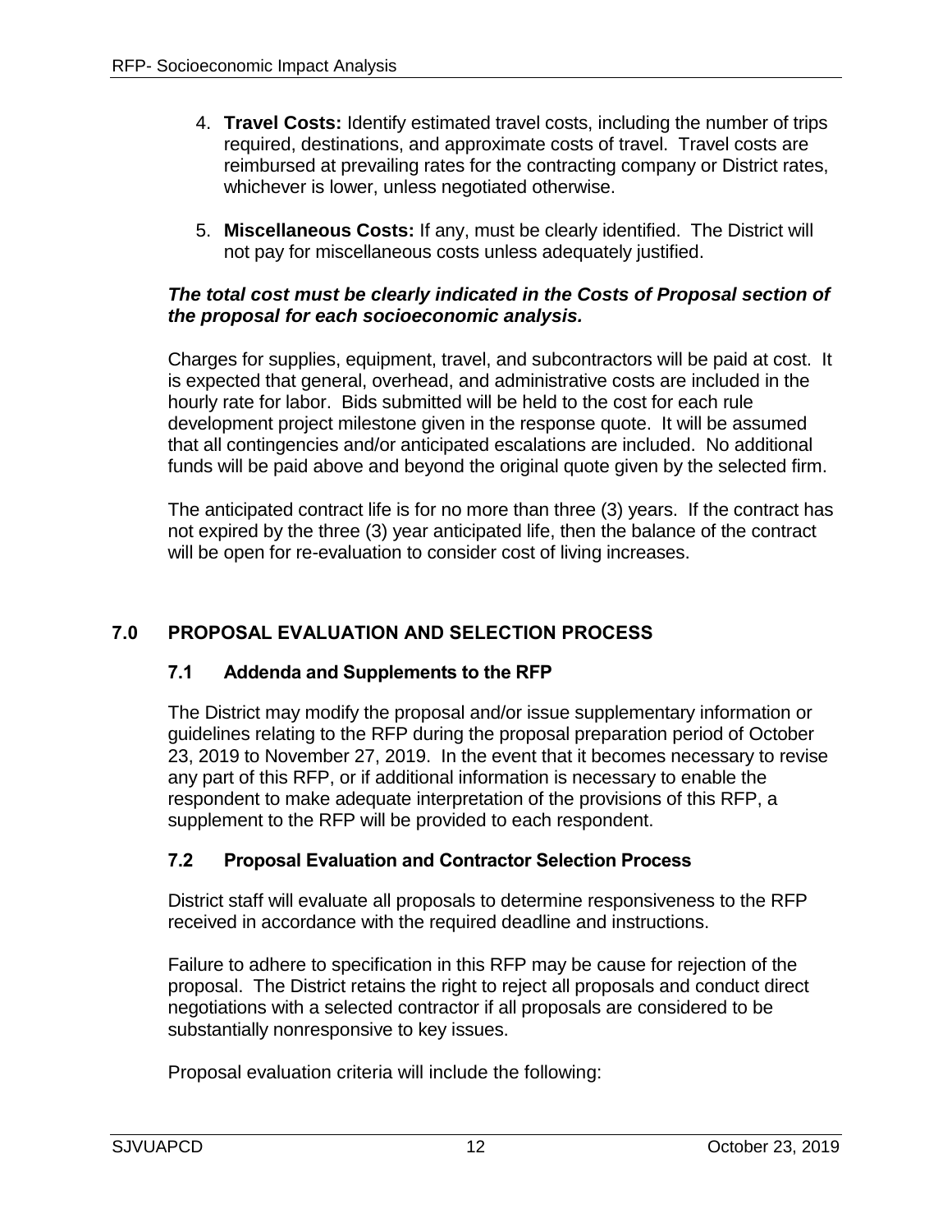4. **Travel Costs:** Identify estimated travel costs, including the number of trips required, destinations, and approximate costs of travel. Travel costs are reimbursed at prevailing rates for the contracting company or District rates, whichever is lower, unless negotiated otherwise.

5. **Miscellaneous Costs:** If any, must be clearly identified. The District will not pay for miscellaneous costs unless adequately justified.

***The total cost must be clearly indicated in the Costs of Proposal section of the proposal for each socioeconomic analysis.***

Charges for supplies, equipment, travel, and subcontractors will be paid at cost. It is expected that general, overhead, and administrative costs are included in the hourly rate for labor. Bids submitted will be held to the cost for each rule development project milestone given in the response quote. It will be assumed that all contingencies and/or anticipated escalations are included. No additional funds will be paid above and beyond the original quote given by the selected firm.

The anticipated contract life is for no more than three (3) years. If the contract has not expired by the three (3) year anticipated life, then the balance of the contract will be open for re-evaluation to consider cost of living increases.

## 7.0 PROPOSAL EVALUATION AND SELECTION PROCESS

### 7.1 Addenda and Supplements to the RFP

The District may modify the proposal and/or issue supplementary information or guidelines relating to the RFP during the proposal preparation period of October 23, 2019 to November 27, 2019. In the event that it becomes necessary to revise any part of this RFP, or if additional information is necessary to enable the respondent to make adequate interpretation of the provisions of this RFP, a supplement to the RFP will be provided to each respondent.

### 7.2 Proposal Evaluation and Contractor Selection Process

District staff will evaluate all proposals to determine responsiveness to the RFP received in accordance with the required deadline and instructions.

Failure to adhere to specification in this RFP may be cause for rejection of the proposal. The District retains the right to reject all proposals and conduct direct negotiations with a selected contractor if all proposals are considered to be substantially nonresponsive to key issues.

Proposal evaluation criteria will include the following: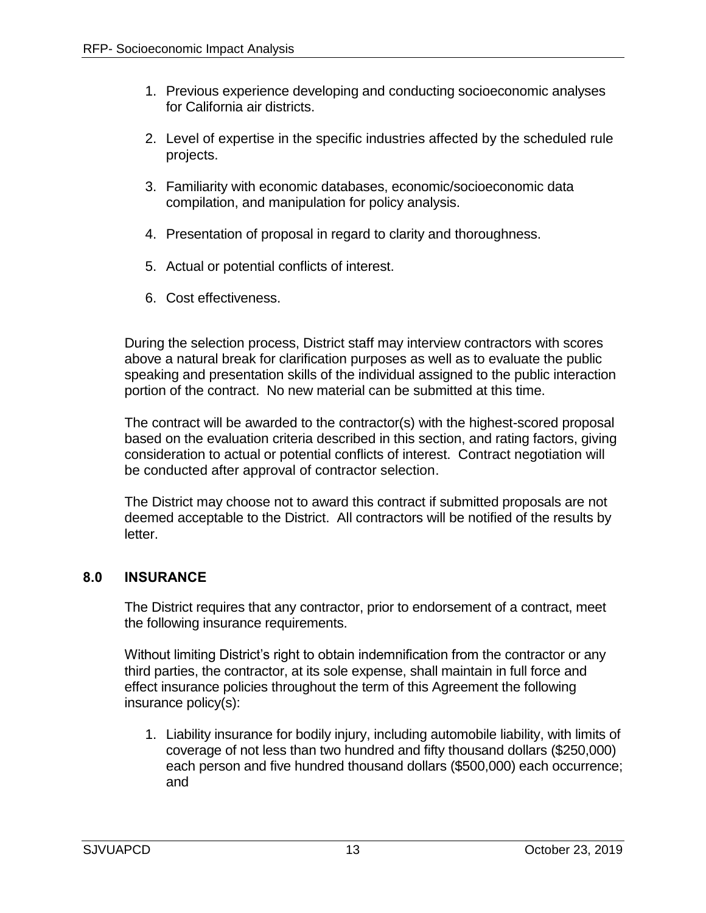1. Previous experience developing and conducting socioeconomic analyses for California air districts.

2. Level of expertise in the specific industries affected by the scheduled rule projects.

3. Familiarity with economic databases, economic/socioeconomic data compilation, and manipulation for policy analysis.

4. Presentation of proposal in regard to clarity and thoroughness.

5. Actual or potential conflicts of interest.

6. Cost effectiveness.

During the selection process, District staff may interview contractors with scores above a natural break for clarification purposes as well as to evaluate the public speaking and presentation skills of the individual assigned to the public interaction portion of the contract. No new material can be submitted at this time.

The contract will be awarded to the contractor(s) with the highest-scored proposal based on the evaluation criteria described in this section, and rating factors, giving consideration to actual or potential conflicts of interest. Contract negotiation will be conducted after approval of contractor selection.

The District may choose not to award this contract if submitted proposals are not deemed acceptable to the District. All contractors will be notified of the results by letter.

## 8.0 INSURANCE

The District requires that any contractor, prior to endorsement of a contract, meet the following insurance requirements.

Without limiting District's right to obtain indemnification from the contractor or any third parties, the contractor, at its sole expense, shall maintain in full force and effect insurance policies throughout the term of this Agreement the following insurance policy(s):

1. Liability insurance for bodily injury, including automobile liability, with limits of coverage of not less than two hundred and fifty thousand dollars ($250,000) each person and five hundred thousand dollars ($500,000) each occurrence; and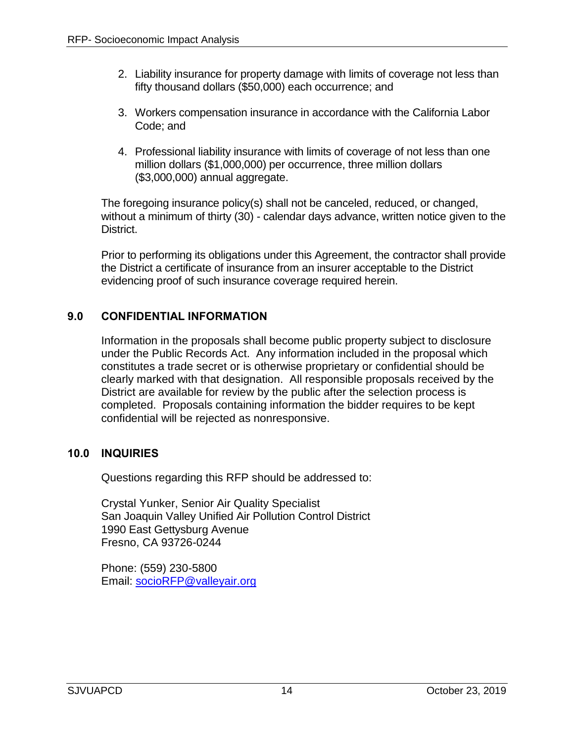2. Liability insurance for property damage with limits of coverage not less than fifty thousand dollars ($50,000) each occurrence; and

3. Workers compensation insurance in accordance with the California Labor Code; and

4. Professional liability insurance with limits of coverage of not less than one million dollars ($1,000,000) per occurrence, three million dollars ($3,000,000) annual aggregate.

The foregoing insurance policy(s) shall not be canceled, reduced, or changed, without a minimum of thirty (30) - calendar days advance, written notice given to the District.

Prior to performing its obligations under this Agreement, the contractor shall provide the District a certificate of insurance from an insurer acceptable to the District evidencing proof of such insurance coverage required herein.

## 9.0 CONFIDENTIAL INFORMATION

Information in the proposals shall become public property subject to disclosure under the Public Records Act. Any information included in the proposal which constitutes a trade secret or is otherwise proprietary or confidential should be clearly marked with that designation. All responsible proposals received by the District are available for review by the public after the selection process is completed. Proposals containing information the bidder requires to be kept confidential will be rejected as nonresponsive.

## 10.0 INQUIRIES

Questions regarding this RFP should be addressed to:

Crystal Yunker, Senior Air Quality Specialist
San Joaquin Valley Unified Air Pollution Control District
1990 East Gettysburg Avenue
Fresno, CA 93726-0244

Phone: (559) 230-5800
Email: socioRFP@valleyair.org